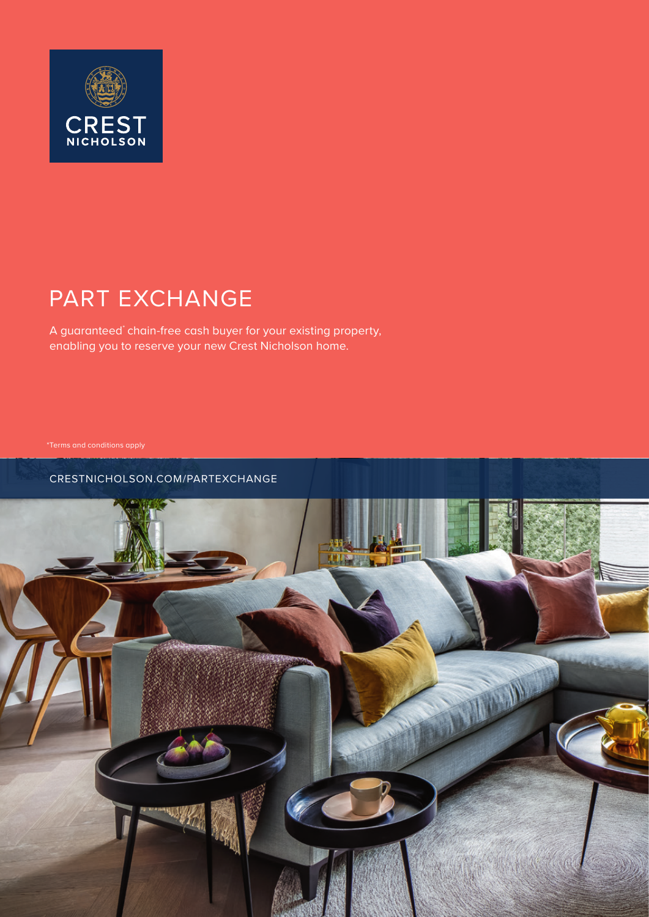CREST NICHOLSON

# PART EXCHANGE

A guaranteed* chain-free cash buyer for your existing property, enabling you to reserve your new Crest Nicholson home.

*Terms and conditions apply

CRESTNICHOLSON.COM/PARTEXCHANGE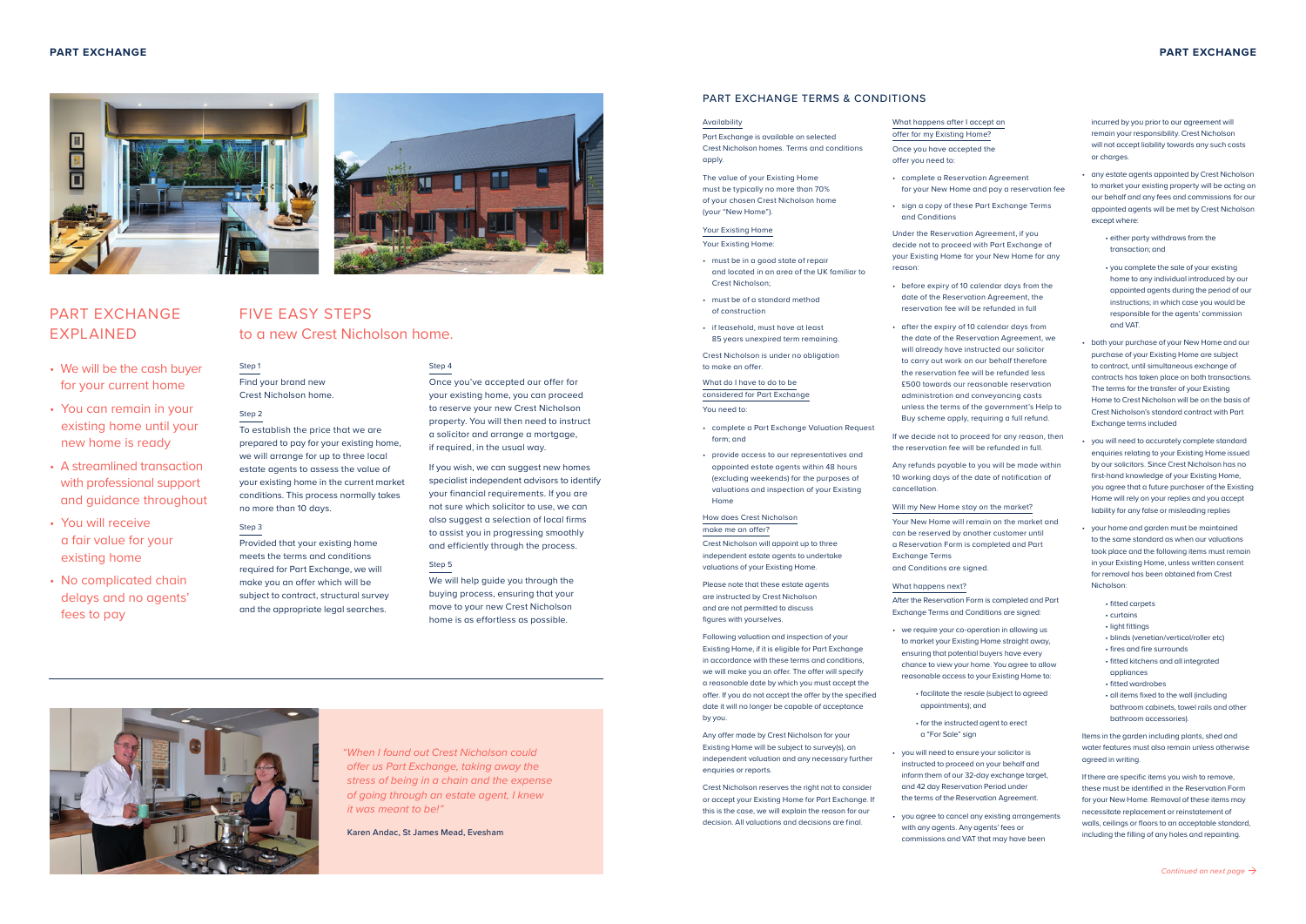# PART EXCHANGE EXPLAINED

- We will be the cash buyer for your current home
- You can remain in your existing home until your new home is ready
- A streamlined transaction with professional support and guidance throughout
- You will receive a fair value for your existing home
- No complicated chain delays and no agents' fees to pay

# FIVE EASY STEPS to a new Crest Nicholson home.

### Step 1

Find your brand new Crest Nicholson home.

### Step 2

To establish the price that we are prepared to pay for your existing home, we will arrange for up to three local estate agents to assess the value of your existing home in the current market conditions. This process normally takes no more than 10 days.

### Step 3

Provided that your existing home meets the terms and conditions required for Part Exchange, we will make you an offer which will be subject to contract, structural survey and the appropriate legal searches.

### Step 4

Once you've accepted our offer for your existing home, you can proceed to reserve your new Crest Nicholson property. You will then need to instruct a solicitor and arrange a mortgage, if required, in the usual way.

If you wish, we can suggest new homes specialist independent advisors to identify your financial requirements. If you are not sure which solicitor to use, we can also suggest a selection of local firms to assist you in progressing smoothly and efficiently through the process.

### Step 5

We will help guide you through the buying process, ensuring that your move to your new Crest Nicholson home is as effortless as possible.

*"When I found out Crest Nicholson could offer us Part Exchange, taking away the stress of being in a chain and the expense of going through an estate agent, I knew it was meant to be!"*

**Karen Andac, St James Mead, Evesham**

## PART EXCHANGE TERMS & CONDITIONS

### Availability

Part Exchange is available on selected Crest Nicholson homes. Terms and conditions apply.

The value of your Existing Home must be typically no more than 70% of your chosen Crest Nicholson home (your "New Home").

### Your Existing Home

Your Existing Home:

- must be in a good state of repair and located in an area of the UK familiar to Crest Nicholson;
- must be of a standard method of construction
- if leasehold, must have at least 85 years unexpired term remaining.

Crest Nicholson is under no obligation to make an offer.

### What do I have to do to be considered for Part Exchange

You need to:

- complete a Part Exchange Valuation Request form; and
- provide access to our representatives and appointed estate agents within 48 hours (excluding weekends) for the purposes of valuations and inspection of your Existing Home

### How does Crest Nicholson make me an offer?

Crest Nicholson will appoint up to three independent estate agents to undertake valuations of your Existing Home.

Please note that these estate agents are instructed by Crest Nicholson and are not permitted to discuss figures with yourselves.

Following valuation and inspection of your Existing Home, if it is eligible for Part Exchange in accordance with these terms and conditions, we will make you an offer. The offer will specify a reasonable date by which you must accept the offer. If you do not accept the offer by the specified date it will no longer be capable of acceptance by you.

Any offer made by Crest Nicholson for your Existing Home will be subject to survey(s), an independent valuation and any necessary further enquiries or reports.

Crest Nicholson reserves the right not to consider or accept your Existing Home for Part Exchange. If this is the case, we will explain the reason for our decision. All valuations and decisions are final.

### What happens after I accept an offer for my Existing Home?

Once you have accepted the offer you need to:

- complete a Reservation Agreement for your New Home and pay a reservation fee
- sign a copy of these Part Exchange Terms and Conditions

Under the Reservation Agreement, if you decide not to proceed with Part Exchange of your Existing Home for your New Home for any reason:

- before expiry of 10 calendar days from the date of the Reservation Agreement, the reservation fee will be refunded in full
- after the expiry of 10 calendar days from the date of the Reservation Agreement, we will already have instructed our solicitor to carry out work on our behalf therefore the reservation fee will be refunded less £500 towards our reasonable reservation administration and conveyancing costs unless the terms of the government's Help to Buy scheme apply, requiring a full refund.

If we decide not to proceed for any reason, then the reservation fee will be refunded in full.

Any refunds payable to you will be made within 10 working days of the date of notification of cancellation.

### Will my New Home stay on the market?

Your New Home will remain on the market and can be reserved by another customer until a Reservation Form is completed and Part Exchange Terms and Conditions are signed.

### What happens next?

After the Reservation Form is completed and Part Exchange Terms and Conditions are signed:

- we require your co-operation in allowing us to market your Existing Home straight away, ensuring that potential buyers have every chance to view your home. You agree to allow reasonable access to your Existing Home to:
  - facilitate the resale (subject to agreed appointments); and
  - for the instructed agent to erect a "For Sale" sign
- you will need to ensure your solicitor is instructed to proceed on your behalf and inform them of our 32-day exchange target, and 42 day Reservation Period under the terms of the Reservation Agreement.
- you agree to cancel any existing arrangements with any agents. Any agents' fees or commissions and VAT that may have been incurred by you prior to our agreement will remain your responsibility. Crest Nicholson will not accept liability towards any such costs or charges.
- any estate agents appointed by Crest Nicholson to market your existing property will be acting on our behalf and any fees and commissions for our appointed agents will be met by Crest Nicholson except where:
  - either party withdraws from the transaction; and
  - you complete the sale of your existing home to any individual introduced by our appointed agents during the period of our instructions; in which case you would be responsible for the agents' commission and VAT.
- both your purchase of your New Home and our purchase of your Existing Home are subject to contract, until simultaneous exchange of contracts has taken place on both transactions. The terms for the transfer of your Existing Home to Crest Nicholson will be on the basis of Crest Nicholson's standard contract with Part Exchange terms included
- you will need to accurately complete standard enquiries relating to your Existing Home issued by our solicitors. Since Crest Nicholson has no first-hand knowledge of your Existing Home, you agree that a future purchaser of the Existing Home will rely on your replies and you accept liability for any false or misleading replies
- your home and garden must be maintained to the same standard as when our valuations took place and the following items must remain in your Existing Home, unless written consent for removal has been obtained from Crest Nicholson:
  - fitted carpets
  - curtains
  - light fittings
  - blinds (venetian/vertical/roller etc)
  - fires and fire surrounds
  - fitted kitchens and all integrated appliances
  - fitted wardrobes
  - all items fixed to the wall (including bathroom cabinets, towel rails and other bathroom accessories).

Items in the garden including plants, shed and water features must also remain unless otherwise agreed in writing.

If there are specific items you wish to remove, these must be identified in the Reservation Form for your New Home. Removal of these items may necessitate replacement or reinstatement of walls, ceilings or floors to an acceptable standard, including the filling of any holes and repainting.

*Continued on next page →*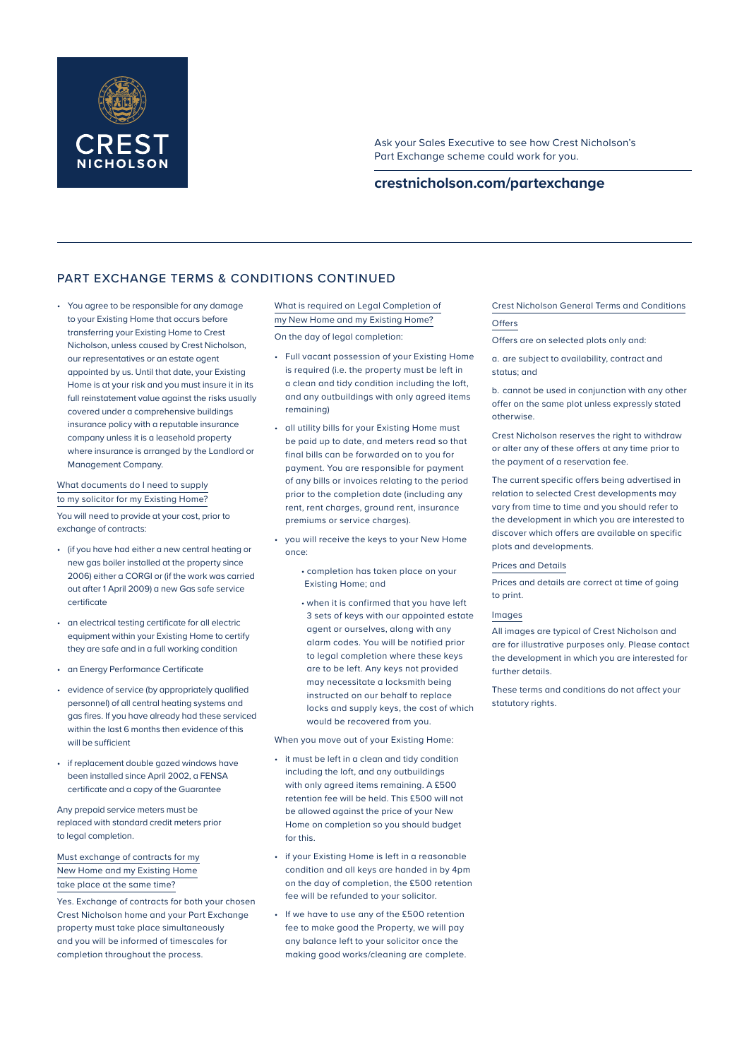CREST NICHOLSON

Ask your Sales Executive to see how Crest Nicholson's Part Exchange scheme could work for you.

**crestnicholson.com/partexchange**

## PART EXCHANGE TERMS & CONDITIONS CONTINUED

- You agree to be responsible for any damage to your Existing Home that occurs before transferring your Existing Home to Crest Nicholson, unless caused by Crest Nicholson, our representatives or an estate agent appointed by us. Until that date, your Existing Home is at your risk and you must insure it in its full reinstatement value against the risks usually covered under a comprehensive buildings insurance policy with a reputable insurance company unless it is a leasehold property where insurance is arranged by the Landlord or Management Company.

### What documents do I need to supply to my solicitor for my Existing Home?

You will need to provide at your cost, prior to exchange of contracts:

- (if you have had either a new central heating or new gas boiler installed at the property since 2006) either a CORGI or (if the work was carried out after 1 April 2009) a new Gas safe service certificate
- an electrical testing certificate for all electric equipment within your Existing Home to certify they are safe and in a full working condition
- an Energy Performance Certificate
- evidence of service (by appropriately qualified personnel) of all central heating systems and gas fires. If you have already had these serviced within the last 6 months then evidence of this will be sufficient
- if replacement double gazed windows have been installed since April 2002, a FENSA certificate and a copy of the Guarantee

Any prepaid service meters must be replaced with standard credit meters prior to legal completion.

### Must exchange of contracts for my New Home and my Existing Home take place at the same time?

Yes. Exchange of contracts for both your chosen Crest Nicholson home and your Part Exchange property must take place simultaneously and you will be informed of timescales for completion throughout the process.

### What is required on Legal Completion of my New Home and my Existing Home?

On the day of legal completion:

- Full vacant possession of your Existing Home is required (i.e. the property must be left in a clean and tidy condition including the loft, and any outbuildings with only agreed items remaining)
- all utility bills for your Existing Home must be paid up to date, and meters read so that final bills can be forwarded on to you for payment. You are responsible for payment of any bills or invoices relating to the period prior to the completion date (including any rent, rent charges, ground rent, insurance premiums or service charges).
- you will receive the keys to your New Home once:
  - completion has taken place on your Existing Home; and
  - when it is confirmed that you have left 3 sets of keys with our appointed estate agent or ourselves, along with any alarm codes. You will be notified prior to legal completion where these keys are to be left. Any keys not provided may necessitate a locksmith being instructed on our behalf to replace locks and supply keys, the cost of which would be recovered from you.

When you move out of your Existing Home:

- it must be left in a clean and tidy condition including the loft, and any outbuildings with only agreed items remaining. A £500 retention fee will be held. This £500 will not be allowed against the price of your New Home on completion so you should budget for this.
- if your Existing Home is left in a reasonable condition and all keys are handed in by 4pm on the day of completion, the £500 retention fee will be refunded to your solicitor.
- If we have to use any of the £500 retention fee to make good the Property, we will pay any balance left to your solicitor once the making good works/cleaning are complete.

### Crest Nicholson General Terms and Conditions

### Offers

Offers are on selected plots only and:

a. are subject to availability, contract and status; and

b. cannot be used in conjunction with any other offer on the same plot unless expressly stated otherwise.

Crest Nicholson reserves the right to withdraw or alter any of these offers at any time prior to the payment of a reservation fee.

The current specific offers being advertised in relation to selected Crest developments may vary from time to time and you should refer to the development in which you are interested to discover which offers are available on specific plots and developments.

### Prices and Details

Prices and details are correct at time of going to print.

### Images

All images are typical of Crest Nicholson and are for illustrative purposes only. Please contact the development in which you are interested for further details.

These terms and conditions do not affect your statutory rights.